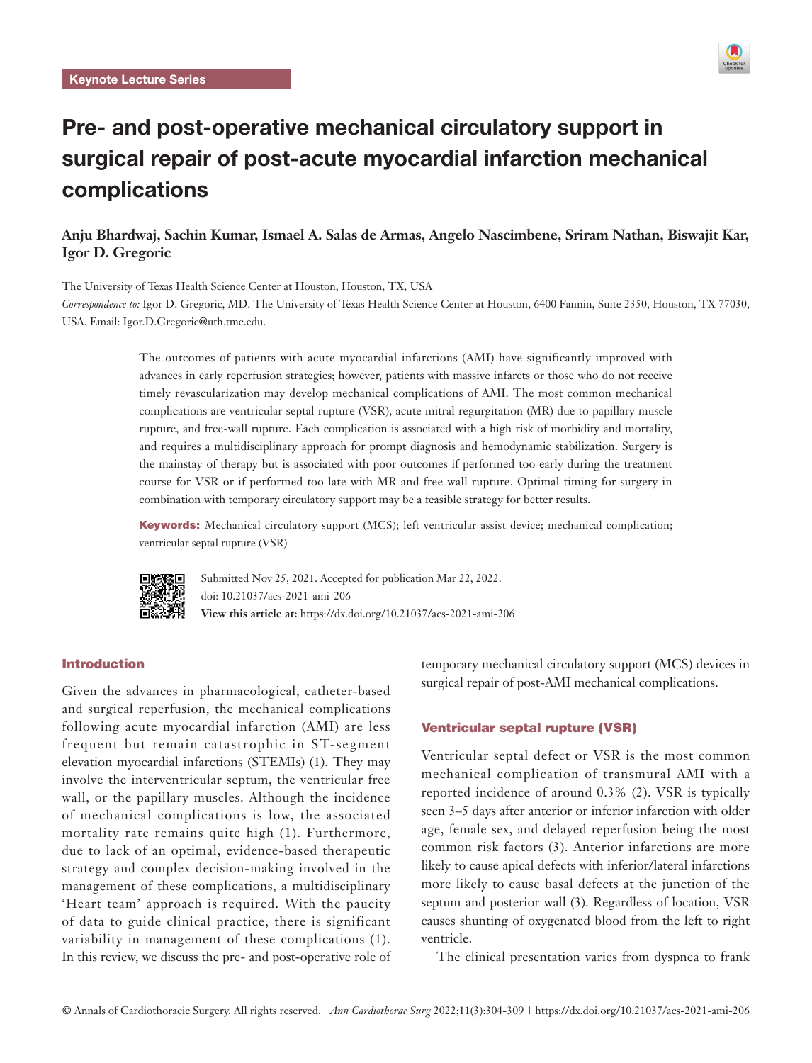Keynote Lecture Series

# Pre- and post-operative mechanical circulatory support in surgical repair of post-acute myocardial infarction mechanical complications

**Anju Bhardwaj, Sachin Kumar, Ismael A. Salas de Armas, Angelo Nascimbene, Sriram Nathan, Biswajit Kar, Igor D. Gregoric**

The University of Texas Health Science Center at Houston, Houston, TX, USA

*Correspondence to:* Igor D. Gregoric, MD. The University of Texas Health Science Center at Houston, 6400 Fannin, Suite 2350, Houston, TX 77030, USA. Email: Igor.D.Gregoric@uth.tmc.edu.

The outcomes of patients with acute myocardial infarctions (AMI) have significantly improved with advances in early reperfusion strategies; however, patients with massive infarcts or those who do not receive timely revascularization may develop mechanical complications of AMI. The most common mechanical complications are ventricular septal rupture (VSR), acute mitral regurgitation (MR) due to papillary muscle rupture, and free-wall rupture. Each complication is associated with a high risk of morbidity and mortality, and requires a multidisciplinary approach for prompt diagnosis and hemodynamic stabilization. Surgery is the mainstay of therapy but is associated with poor outcomes if performed too early during the treatment course for VSR or if performed too late with MR and free wall rupture. Optimal timing for surgery in combination with temporary circulatory support may be a feasible strategy for better results.

**Keywords:** Mechanical circulatory support (MCS); left ventricular assist device; mechanical complication; ventricular septal rupture (VSR)

Submitted Nov 25, 2021. Accepted for publication Mar 22, 2022.
doi: 10.21037/acs-2021-ami-206
**View this article at:** https://dx.doi.org/10.21037/acs-2021-ami-206

## Introduction

Given the advances in pharmacological, catheter-based and surgical reperfusion, the mechanical complications following acute myocardial infarction (AMI) are less frequent but remain catastrophic in ST-segment elevation myocardial infarctions (STEMIs) (1). They may involve the interventricular septum, the ventricular free wall, or the papillary muscles. Although the incidence of mechanical complications is low, the associated mortality rate remains quite high (1). Furthermore, due to lack of an optimal, evidence-based therapeutic strategy and complex decision-making involved in the management of these complications, a multidisciplinary 'Heart team' approach is required. With the paucity of data to guide clinical practice, there is significant variability in management of these complications (1). In this review, we discuss the pre- and post-operative role of temporary mechanical circulatory support (MCS) devices in surgical repair of post-AMI mechanical complications.

## Ventricular septal rupture (VSR)

Ventricular septal defect or VSR is the most common mechanical complication of transmural AMI with a reported incidence of around 0.3% (2). VSR is typically seen 3–5 days after anterior or inferior infarction with older age, female sex, and delayed reperfusion being the most common risk factors (3). Anterior infarctions are more likely to cause apical defects with inferior/lateral infarctions more likely to cause basal defects at the junction of the septum and posterior wall (3). Regardless of location, VSR causes shunting of oxygenated blood from the left to right ventricle.

The clinical presentation varies from dyspnea to frank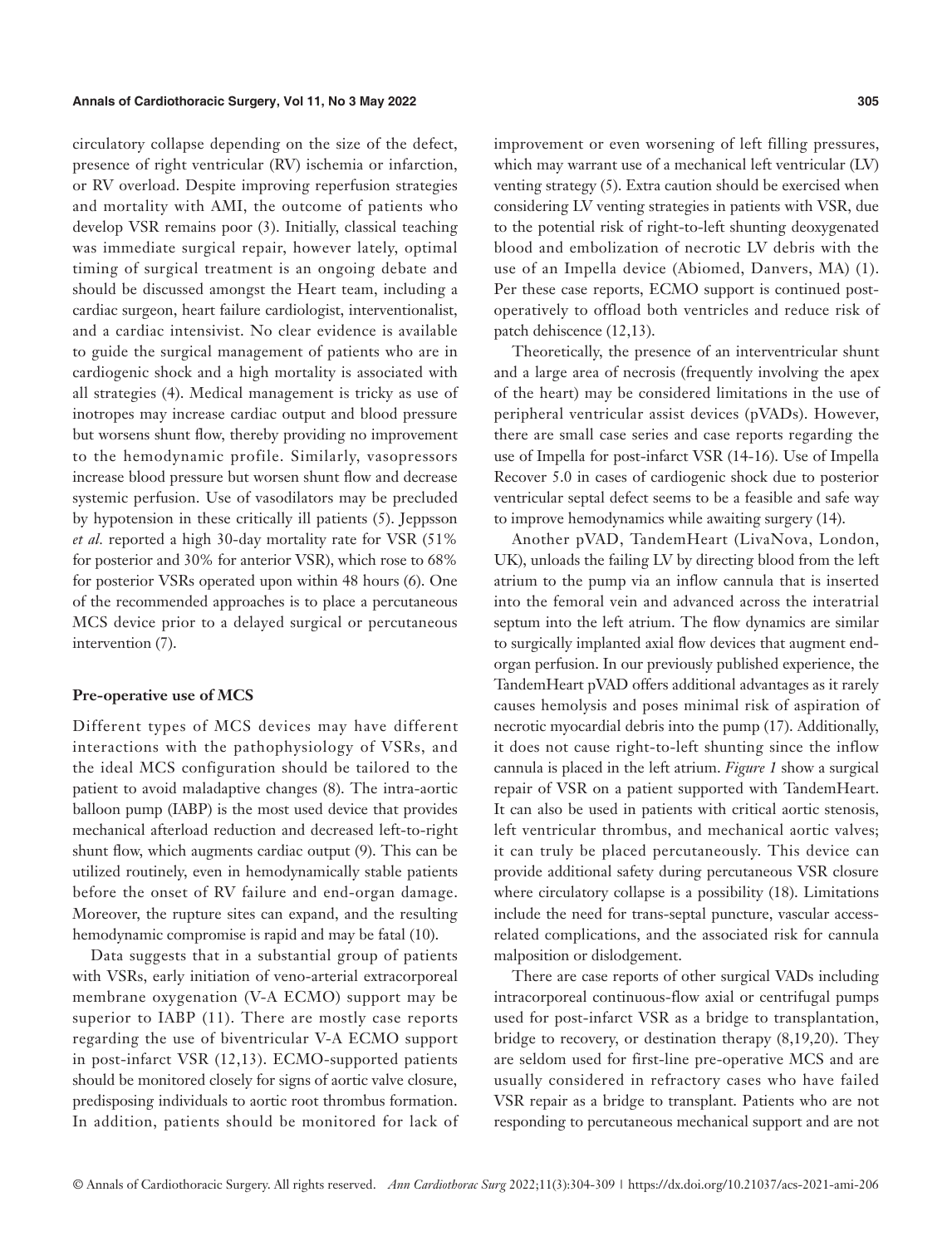circulatory collapse depending on the size of the defect, presence of right ventricular (RV) ischemia or infarction, or RV overload. Despite improving reperfusion strategies and mortality with AMI, the outcome of patients who develop VSR remains poor (3). Initially, classical teaching was immediate surgical repair, however lately, optimal timing of surgical treatment is an ongoing debate and should be discussed amongst the Heart team, including a cardiac surgeon, heart failure cardiologist, interventionalist, and a cardiac intensivist. No clear evidence is available to guide the surgical management of patients who are in cardiogenic shock and a high mortality is associated with all strategies (4). Medical management is tricky as use of inotropes may increase cardiac output and blood pressure but worsens shunt flow, thereby providing no improvement to the hemodynamic profile. Similarly, vasopressors increase blood pressure but worsen shunt flow and decrease systemic perfusion. Use of vasodilators may be precluded by hypotension in these critically ill patients (5). Jeppsson *et al.* reported a high 30-day mortality rate for VSR (51% for posterior and 30% for anterior VSR), which rose to 68% for posterior VSRs operated upon within 48 hours (6). One of the recommended approaches is to place a percutaneous MCS device prior to a delayed surgical or percutaneous intervention (7).

## Pre-operative use of MCS

Different types of MCS devices may have different interactions with the pathophysiology of VSRs, and the ideal MCS configuration should be tailored to the patient to avoid maladaptive changes (8). The intra-aortic balloon pump (IABP) is the most used device that provides mechanical afterload reduction and decreased left-to-right shunt flow, which augments cardiac output (9). This can be utilized routinely, even in hemodynamically stable patients before the onset of RV failure and end-organ damage. Moreover, the rupture sites can expand, and the resulting hemodynamic compromise is rapid and may be fatal (10).

Data suggests that in a substantial group of patients with VSRs, early initiation of veno-arterial extracorporeal membrane oxygenation (V-A ECMO) support may be superior to IABP (11). There are mostly case reports regarding the use of biventricular V-A ECMO support in post-infarct VSR (12,13). ECMO-supported patients should be monitored closely for signs of aortic valve closure, predisposing individuals to aortic root thrombus formation. In addition, patients should be monitored for lack of improvement or even worsening of left filling pressures, which may warrant use of a mechanical left ventricular (LV) venting strategy (5). Extra caution should be exercised when considering LV venting strategies in patients with VSR, due to the potential risk of right-to-left shunting deoxygenated blood and embolization of necrotic LV debris with the use of an Impella device (Abiomed, Danvers, MA) (1). Per these case reports, ECMO support is continued post-operatively to offload both ventricles and reduce risk of patch dehiscence (12,13).

Theoretically, the presence of an interventricular shunt and a large area of necrosis (frequently involving the apex of the heart) may be considered limitations in the use of peripheral ventricular assist devices (pVADs). However, there are small case series and case reports regarding the use of Impella for post-infarct VSR (14-16). Use of Impella Recover 5.0 in cases of cardiogenic shock due to posterior ventricular septal defect seems to be a feasible and safe way to improve hemodynamics while awaiting surgery (14).

Another pVAD, TandemHeart (LivaNova, London, UK), unloads the failing LV by directing blood from the left atrium to the pump via an inflow cannula that is inserted into the femoral vein and advanced across the interatrial septum into the left atrium. The flow dynamics are similar to surgically implanted axial flow devices that augment end-organ perfusion. In our previously published experience, the TandemHeart pVAD offers additional advantages as it rarely causes hemolysis and poses minimal risk of aspiration of necrotic myocardial debris into the pump (17). Additionally, it does not cause right-to-left shunting since the inflow cannula is placed in the left atrium. *Figure 1* show a surgical repair of VSR on a patient supported with TandemHeart. It can also be used in patients with critical aortic stenosis, left ventricular thrombus, and mechanical aortic valves; it can truly be placed percutaneously. This device can provide additional safety during percutaneous VSR closure where circulatory collapse is a possibility (18). Limitations include the need for trans-septal puncture, vascular access-related complications, and the associated risk for cannula malposition or dislodgement.

There are case reports of other surgical VADs including intracorporeal continuous-flow axial or centrifugal pumps used for post-infarct VSR as a bridge to transplantation, bridge to recovery, or destination therapy (8,19,20). They are seldom used for first-line pre-operative MCS and are usually considered in refractory cases who have failed VSR repair as a bridge to transplant. Patients who are not responding to percutaneous mechanical support and are not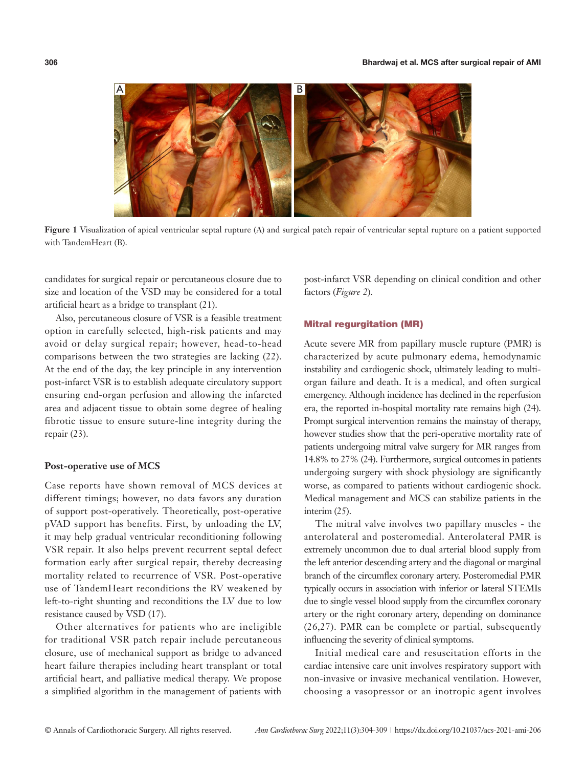Figure 1 Visualization of apical ventricular septal rupture (A) and surgical patch repair of ventricular septal rupture on a patient supported with TandemHeart (B).

candidates for surgical repair or percutaneous closure due to size and location of the VSD may be considered for a total artificial heart as a bridge to transplant (21).

Also, percutaneous closure of VSR is a feasible treatment option in carefully selected, high-risk patients and may avoid or delay surgical repair; however, head-to-head comparisons between the two strategies are lacking (22). At the end of the day, the key principle in any intervention post-infarct VSR is to establish adequate circulatory support ensuring end-organ perfusion and allowing the infarcted area and adjacent tissue to obtain some degree of healing fibrotic tissue to ensure suture-line integrity during the repair (23).

### Post-operative use of MCS

Case reports have shown removal of MCS devices at different timings; however, no data favors any duration of support post-operatively. Theoretically, post-operative pVAD support has benefits. First, by unloading the LV, it may help gradual ventricular reconditioning following VSR repair. It also helps prevent recurrent septal defect formation early after surgical repair, thereby decreasing mortality related to recurrence of VSR. Post-operative use of TandemHeart reconditions the RV weakened by left-to-right shunting and reconditions the LV due to low resistance caused by VSD (17).

Other alternatives for patients who are ineligible for traditional VSR patch repair include percutaneous closure, use of mechanical support as bridge to advanced heart failure therapies including heart transplant or total artificial heart, and palliative medical therapy. We propose a simplified algorithm in the management of patients with post-infarct VSR depending on clinical condition and other factors (*Figure 2*).

## Mitral regurgitation (MR)

Acute severe MR from papillary muscle rupture (PMR) is characterized by acute pulmonary edema, hemodynamic instability and cardiogenic shock, ultimately leading to multi-organ failure and death. It is a medical, and often surgical emergency. Although incidence has declined in the reperfusion era, the reported in-hospital mortality rate remains high (24). Prompt surgical intervention remains the mainstay of therapy, however studies show that the peri-operative mortality rate of patients undergoing mitral valve surgery for MR ranges from 14.8% to 27% (24). Furthermore, surgical outcomes in patients undergoing surgery with shock physiology are significantly worse, as compared to patients without cardiogenic shock. Medical management and MCS can stabilize patients in the interim (25).

The mitral valve involves two papillary muscles - the anterolateral and posteromedial. Anterolateral PMR is extremely uncommon due to dual arterial blood supply from the left anterior descending artery and the diagonal or marginal branch of the circumflex coronary artery. Posteromedial PMR typically occurs in association with inferior or lateral STEMIs due to single vessel blood supply from the circumflex coronary artery or the right coronary artery, depending on dominance (26,27). PMR can be complete or partial, subsequently influencing the severity of clinical symptoms.

Initial medical care and resuscitation efforts in the cardiac intensive care unit involves respiratory support with non-invasive or invasive mechanical ventilation. However, choosing a vasopressor or an inotropic agent involves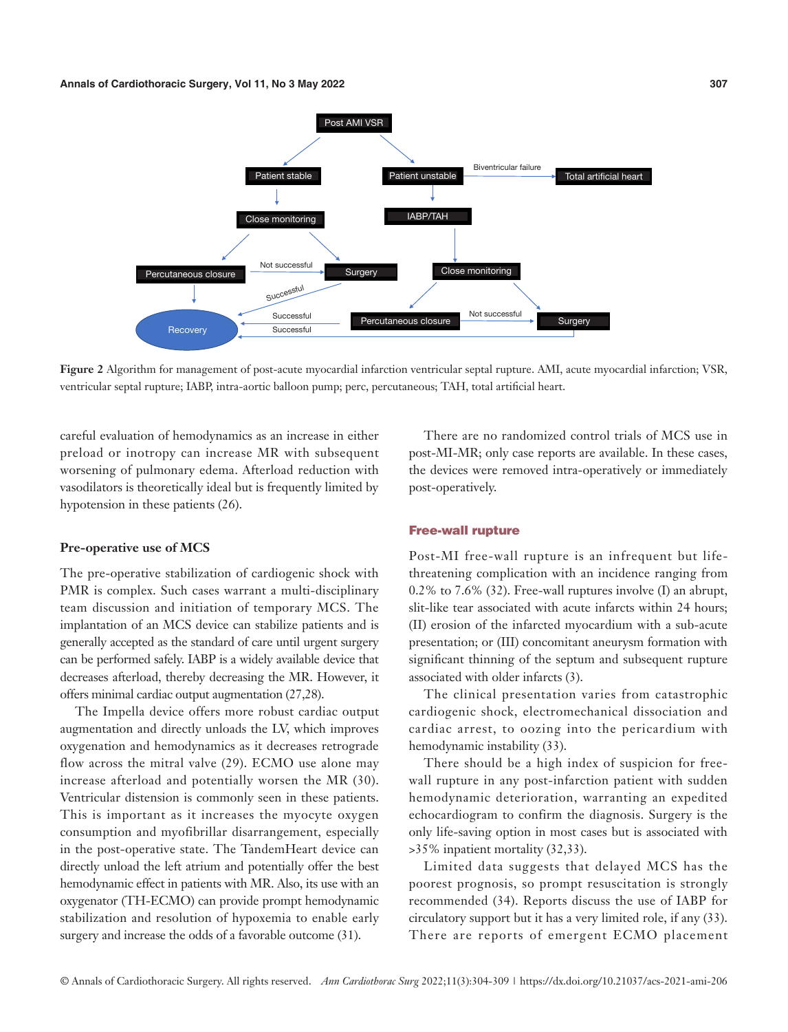**Figure 2** Algorithm for management of post-acute myocardial infarction ventricular septal rupture. AMI, acute myocardial infarction; VSR, ventricular septal rupture; IABP, intra-aortic balloon pump; perc, percutaneous; TAH, total artificial heart.

careful evaluation of hemodynamics as an increase in either preload or inotropy can increase MR with subsequent worsening of pulmonary edema. Afterload reduction with vasodilators is theoretically ideal but is frequently limited by hypotension in these patients (26).

### Pre-operative use of MCS

The pre-operative stabilization of cardiogenic shock with PMR is complex. Such cases warrant a multi-disciplinary team discussion and initiation of temporary MCS. The implantation of an MCS device can stabilize patients and is generally accepted as the standard of care until urgent surgery can be performed safely. IABP is a widely available device that decreases afterload, thereby decreasing the MR. However, it offers minimal cardiac output augmentation (27,28).

The Impella device offers more robust cardiac output augmentation and directly unloads the LV, which improves oxygenation and hemodynamics as it decreases retrograde flow across the mitral valve (29). ECMO use alone may increase afterload and potentially worsen the MR (30). Ventricular distension is commonly seen in these patients. This is important as it increases the myocyte oxygen consumption and myofibrillar disarrangement, especially in the post-operative state. The TandemHeart device can directly unload the left atrium and potentially offer the best hemodynamic effect in patients with MR. Also, its use with an oxygenator (TH-ECMO) can provide prompt hemodynamic stabilization and resolution of hypoxemia to enable early surgery and increase the odds of a favorable outcome (31).

There are no randomized control trials of MCS use in post-MI-MR; only case reports are available. In these cases, the devices were removed intra-operatively or immediately post-operatively.

## Free-wall rupture

Post-MI free-wall rupture is an infrequent but life-threatening complication with an incidence ranging from 0.2% to 7.6% (32). Free-wall ruptures involve (I) an abrupt, slit-like tear associated with acute infarcts within 24 hours; (II) erosion of the infarcted myocardium with a sub-acute presentation; or (III) concomitant aneurysm formation with significant thinning of the septum and subsequent rupture associated with older infarcts (3).

The clinical presentation varies from catastrophic cardiogenic shock, electromechanical dissociation and cardiac arrest, to oozing into the pericardium with hemodynamic instability (33).

There should be a high index of suspicion for free-wall rupture in any post-infarction patient with sudden hemodynamic deterioration, warranting an expedited echocardiogram to confirm the diagnosis. Surgery is the only life-saving option in most cases but is associated with >35% inpatient mortality (32,33).

Limited data suggests that delayed MCS has the poorest prognosis, so prompt resuscitation is strongly recommended (34). Reports discuss the use of IABP for circulatory support but it has a very limited role, if any (33). There are reports of emergent ECMO placement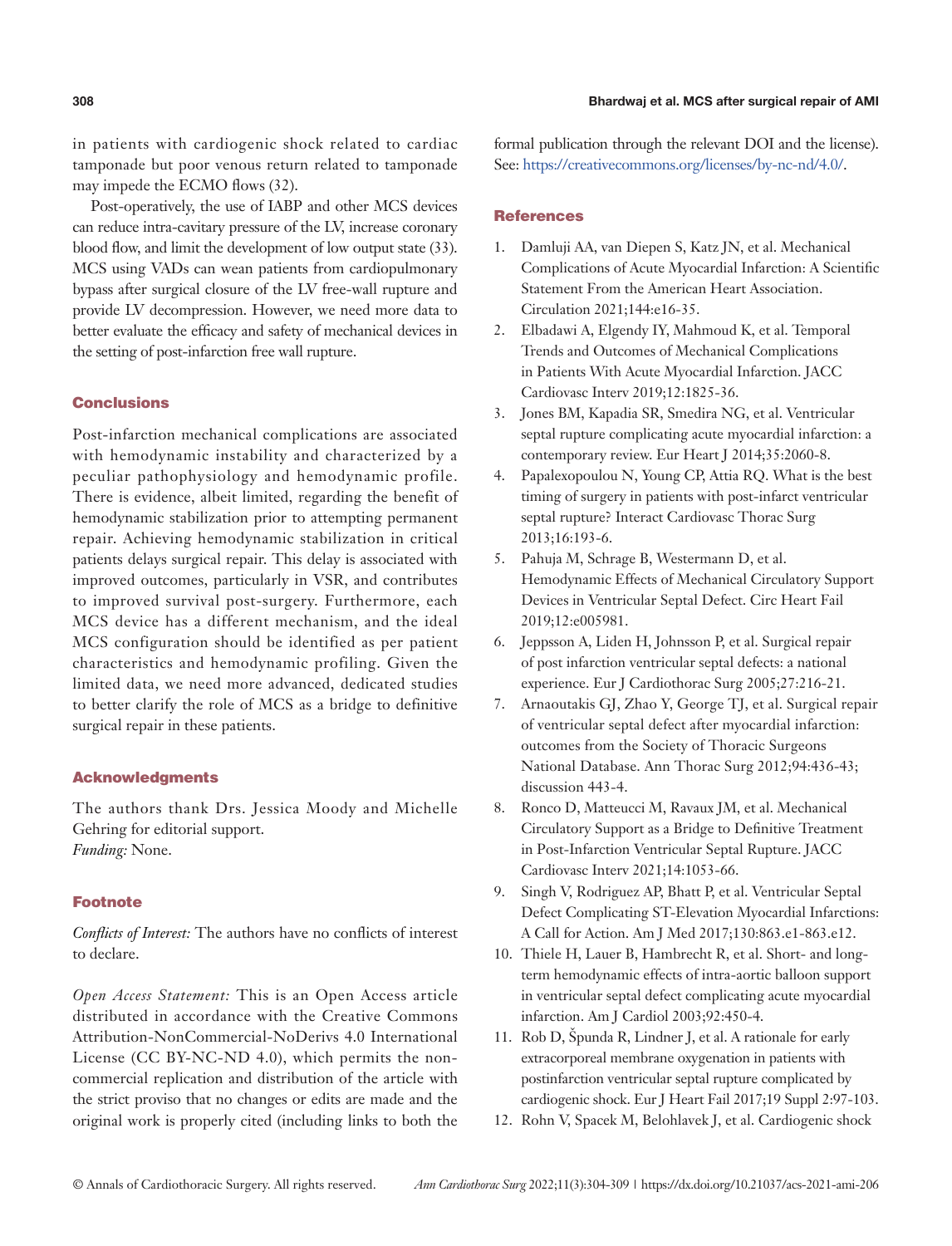in patients with cardiogenic shock related to cardiac tamponade but poor venous return related to tamponade may impede the ECMO flows (32).

Post-operatively, the use of IABP and other MCS devices can reduce intra-cavitary pressure of the LV, increase coronary blood flow, and limit the development of low output state (33). MCS using VADs can wean patients from cardiopulmonary bypass after surgical closure of the LV free-wall rupture and provide LV decompression. However, we need more data to better evaluate the efficacy and safety of mechanical devices in the setting of post-infarction free wall rupture.

## Conclusions

Post-infarction mechanical complications are associated with hemodynamic instability and characterized by a peculiar pathophysiology and hemodynamic profile. There is evidence, albeit limited, regarding the benefit of hemodynamic stabilization prior to attempting permanent repair. Achieving hemodynamic stabilization in critical patients delays surgical repair. This delay is associated with improved outcomes, particularly in VSR, and contributes to improved survival post-surgery. Furthermore, each MCS device has a different mechanism, and the ideal MCS configuration should be identified as per patient characteristics and hemodynamic profiling. Given the limited data, we need more advanced, dedicated studies to better clarify the role of MCS as a bridge to definitive surgical repair in these patients.

## Acknowledgments

The authors thank Drs. Jessica Moody and Michelle Gehring for editorial support.
*Funding:* None.

## Footnote

*Conflicts of Interest:* The authors have no conflicts of interest to declare.

*Open Access Statement:* This is an Open Access article distributed in accordance with the Creative Commons Attribution-NonCommercial-NoDerivs 4.0 International License (CC BY-NC-ND 4.0), which permits the non-commercial replication and distribution of the article with the strict proviso that no changes or edits are made and the original work is properly cited (including links to both the formal publication through the relevant DOI and the license). See: https://creativecommons.org/licenses/by-nc-nd/4.0/.

## References

1. Damluji AA, van Diepen S, Katz JN, et al. Mechanical Complications of Acute Myocardial Infarction: A Scientific Statement From the American Heart Association. Circulation 2021;144:e16-35.
2. Elbadawi A, Elgendy IY, Mahmoud K, et al. Temporal Trends and Outcomes of Mechanical Complications in Patients With Acute Myocardial Infarction. JACC Cardiovasc Interv 2019;12:1825-36.
3. Jones BM, Kapadia SR, Smedira NG, et al. Ventricular septal rupture complicating acute myocardial infarction: a contemporary review. Eur Heart J 2014;35:2060-8.
4. Papalexopoulou N, Young CP, Attia RQ. What is the best timing of surgery in patients with post-infarct ventricular septal rupture? Interact Cardiovasc Thorac Surg 2013;16:193-6.
5. Pahuja M, Schrage B, Westermann D, et al. Hemodynamic Effects of Mechanical Circulatory Support Devices in Ventricular Septal Defect. Circ Heart Fail 2019;12:e005981.
6. Jeppsson A, Liden H, Johnsson P, et al. Surgical repair of post infarction ventricular septal defects: a national experience. Eur J Cardiothorac Surg 2005;27:216-21.
7. Arnaoutakis GJ, Zhao Y, George TJ, et al. Surgical repair of ventricular septal defect after myocardial infarction: outcomes from the Society of Thoracic Surgeons National Database. Ann Thorac Surg 2012;94:436-43; discussion 443-4.
8. Ronco D, Matteucci M, Ravaux JM, et al. Mechanical Circulatory Support as a Bridge to Definitive Treatment in Post-Infarction Ventricular Septal Rupture. JACC Cardiovasc Interv 2021;14:1053-66.
9. Singh V, Rodriguez AP, Bhatt P, et al. Ventricular Septal Defect Complicating ST-Elevation Myocardial Infarctions: A Call for Action. Am J Med 2017;130:863.e1-863.e12.
10. Thiele H, Lauer B, Hambrecht R, et al. Short- and long-term hemodynamic effects of intra-aortic balloon support in ventricular septal defect complicating acute myocardial infarction. Am J Cardiol 2003;92:450-4.
11. Rob D, Špunda R, Lindner J, et al. A rationale for early extracorporeal membrane oxygenation in patients with postinfarction ventricular septal rupture complicated by cardiogenic shock. Eur J Heart Fail 2017;19 Suppl 2:97-103.
12. Rohn V, Spacek M, Belohlavek J, et al. Cardiogenic shock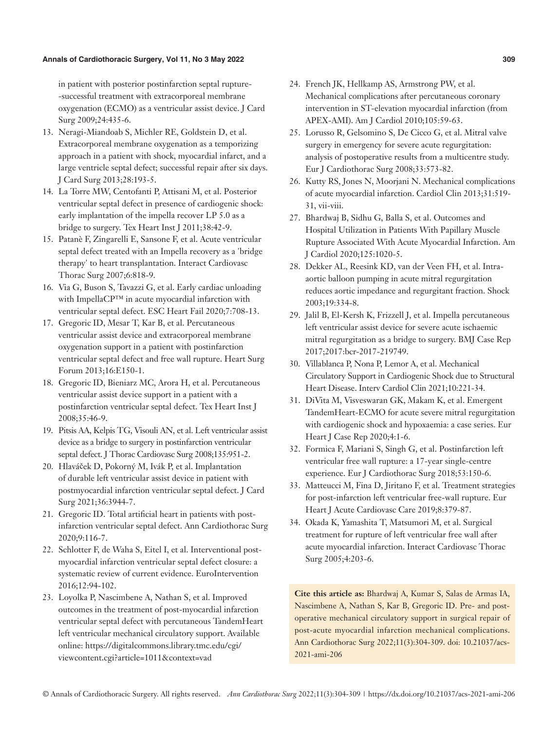in patient with posterior postinfarction septal rupture--successful treatment with extracorporeal membrane oxygenation (ECMO) as a ventricular assist device. J Card Surg 2009;24:435-6.

13. Neragi-Miandoab S, Michler RE, Goldstein D, et al. Extracorporeal membrane oxygenation as a temporizing approach in a patient with shock, myocardial infarct, and a large ventricle septal defect; successful repair after six days. J Card Surg 2013;28:193-5.
14. La Torre MW, Centofanti P, Attisani M, et al. Posterior ventricular septal defect in presence of cardiogenic shock: early implantation of the impella recover LP 5.0 as a bridge to surgery. Tex Heart Inst J 2011;38:42-9.
15. Patanè F, Zingarelli E, Sansone F, et al. Acute ventricular septal defect treated with an Impella recovery as a 'bridge therapy' to heart transplantation. Interact Cardiovasc Thorac Surg 2007;6:818-9.
16. Via G, Buson S, Tavazzi G, et al. Early cardiac unloading with ImpellaCP™ in acute myocardial infarction with ventricular septal defect. ESC Heart Fail 2020;7:708-13.
17. Gregoric ID, Mesar T, Kar B, et al. Percutaneous ventricular assist device and extracorporeal membrane oxygenation support in a patient with postinfarction ventricular septal defect and free wall rupture. Heart Surg Forum 2013;16:E150-1.
18. Gregoric ID, Bieniarz MC, Arora H, et al. Percutaneous ventricular assist device support in a patient with a postinfarction ventricular septal defect. Tex Heart Inst J 2008;35:46-9.
19. Pitsis AA, Kelpis TG, Visouli AN, et al. Left ventricular assist device as a bridge to surgery in postinfarction ventricular septal defect. J Thorac Cardiovasc Surg 2008;135:951-2.
20. Hlaváček D, Pokorný M, Ivák P, et al. Implantation of durable left ventricular assist device in patient with postmyocardial infarction ventricular septal defect. J Card Surg 2021;36:3944-7.
21. Gregoric ID. Total artificial heart in patients with post-infarction ventricular septal defect. Ann Cardiothorac Surg 2020;9:116-7.
22. Schlotter F, de Waha S, Eitel I, et al. Interventional post-myocardial infarction ventricular septal defect closure: a systematic review of current evidence. EuroIntervention 2016;12:94-102.
23. Loyolka P, Nascimbene A, Nathan S, et al. Improved outcomes in the treatment of post-myocardial infarction ventricular septal defect with percutaneous TandemHeart left ventricular mechanical circulatory support. Available online: https://digitalcommons.library.tmc.edu/cgi/viewcontent.cgi?article=1011&context=vad
24. French JK, Hellkamp AS, Armstrong PW, et al. Mechanical complications after percutaneous coronary intervention in ST-elevation myocardial infarction (from APEX-AMI). Am J Cardiol 2010;105:59-63.
25. Lorusso R, Gelsomino S, De Cicco G, et al. Mitral valve surgery in emergency for severe acute regurgitation: analysis of postoperative results from a multicentre study. Eur J Cardiothorac Surg 2008;33:573-82.
26. Kutty RS, Jones N, Moorjani N. Mechanical complications of acute myocardial infarction. Cardiol Clin 2013;31:519-31, vii-viii.
27. Bhardwaj B, Sidhu G, Balla S, et al. Outcomes and Hospital Utilization in Patients With Papillary Muscle Rupture Associated With Acute Myocardial Infarction. Am J Cardiol 2020;125:1020-5.
28. Dekker AL, Reesink KD, van der Veen FH, et al. Intra-aortic balloon pumping in acute mitral regurgitation reduces aortic impedance and regurgitant fraction. Shock 2003;19:334-8.
29. Jalil B, El-Kersh K, Frizzell J, et al. Impella percutaneous left ventricular assist device for severe acute ischaemic mitral regurgitation as a bridge to surgery. BMJ Case Rep 2017;2017:bcr-2017-219749.
30. Villablanca P, Nona P, Lemor A, et al. Mechanical Circulatory Support in Cardiogenic Shock due to Structural Heart Disease. Interv Cardiol Clin 2021;10:221-34.
31. DiVita M, Visveswaran GK, Makam K, et al. Emergent TandemHeart-ECMO for acute severe mitral regurgitation with cardiogenic shock and hypoxaemia: a case series. Eur Heart J Case Rep 2020;4:1-6.
32. Formica F, Mariani S, Singh G, et al. Postinfarction left ventricular free wall rupture: a 17-year single-centre experience. Eur J Cardiothorac Surg 2018;53:150-6.
33. Matteucci M, Fina D, Jiritano F, et al. Treatment strategies for post-infarction left ventricular free-wall rupture. Eur Heart J Acute Cardiovasc Care 2019;8:379-87.
34. Okada K, Yamashita T, Matsumori M, et al. Surgical treatment for rupture of left ventricular free wall after acute myocardial infarction. Interact Cardiovasc Thorac Surg 2005;4:203-6.

**Cite this article as:** Bhardwaj A, Kumar S, Salas de Armas IA, Nascimbene A, Nathan S, Kar B, Gregoric ID. Pre- and post-operative mechanical circulatory support in surgical repair of post-acute myocardial infarction mechanical complications. Ann Cardiothorac Surg 2022;11(3):304-309. doi: 10.21037/acs-2021-ami-206